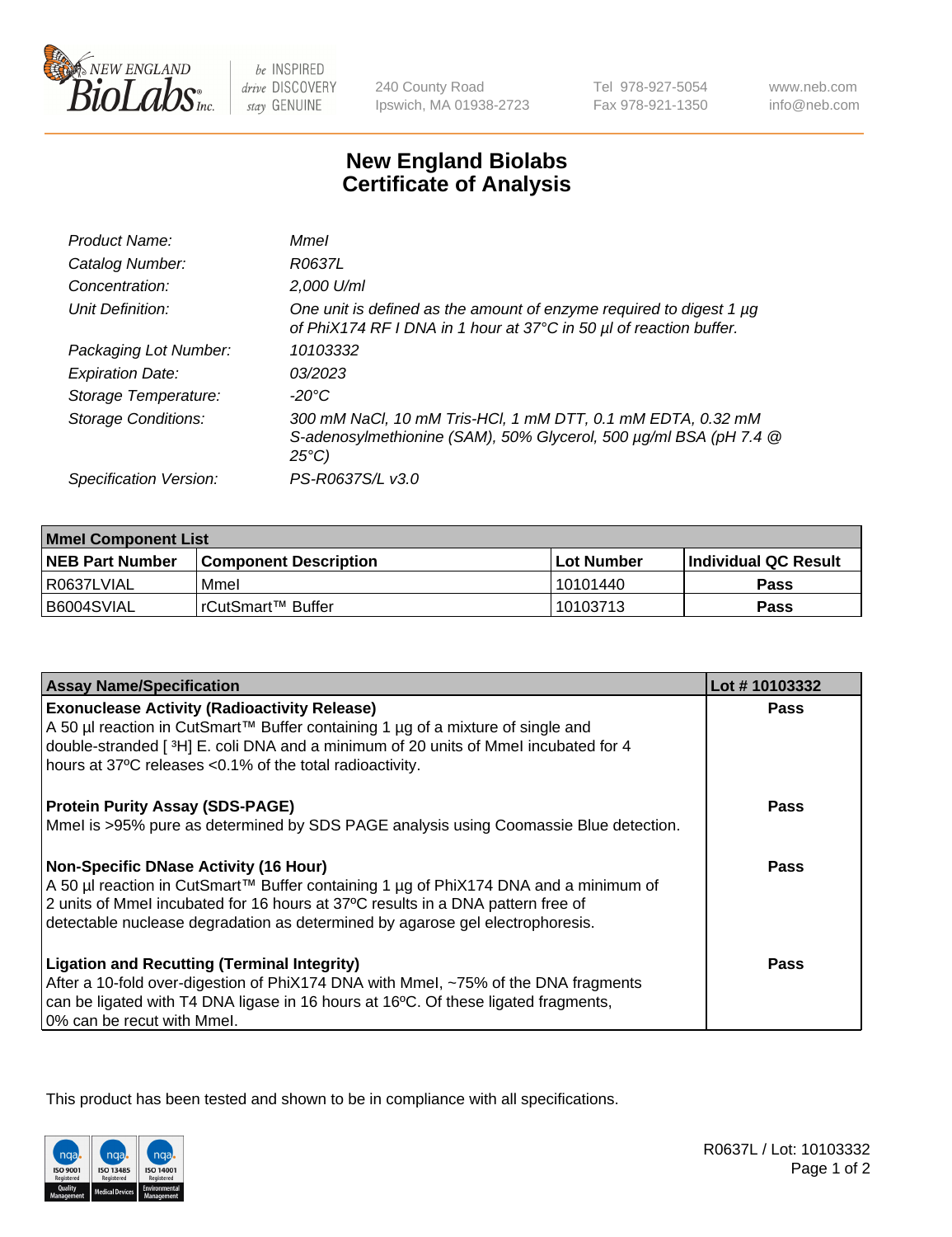240 County Road
Ipswich, MA 01938-2723

Tel 978-927-5054
Fax 978-921-1350

www.neb.com
info@neb.com

# New England Biolabs
# Certificate of Analysis

| | |
|---|---|
| *Product Name:* | *MmeI* |
| *Catalog Number:* | *R0637L* |
| *Concentration:* | *2,000 U/ml* |
| *Unit Definition:* | *One unit is defined as the amount of enzyme required to digest 1 µg of PhiX174 RF I DNA in 1 hour at 37°C in 50 µl of reaction buffer.* |
| *Packaging Lot Number:* | *10103332* |
| *Expiration Date:* | *03/2023* |
| *Storage Temperature:* | *-20°C* |
| *Storage Conditions:* | *300 mM NaCl, 10 mM Tris-HCl, 1 mM DTT, 0.1 mM EDTA, 0.32 mM S-adenosylmethionine (SAM), 50% Glycerol, 500 µg/ml BSA (pH 7.4 @ 25°C)* |
| *Specification Version:* | *PS-R0637S/L v3.0* |

| **MmeI Component List** | | | |
|---|---|---|---|
| **NEB Part Number** | **Component Description** | **Lot Number** | **Individual QC Result** |
| R0637LVIAL | MmeI | 10101440 | **Pass** |
| B6004SVIAL | rCutSmart™ Buffer | 10103713 | **Pass** |

| **Assay Name/Specification** | **Lot # 10103332** |
|---|---|
| **Exonuclease Activity (Radioactivity Release)**<br>A 50 µl reaction in CutSmart™ Buffer containing 1 µg of a mixture of single and double-stranded [ $^3$H] E. coli DNA and a minimum of 20 units of MmeI incubated for 4 hours at 37ºC releases <0.1% of the total radioactivity. | **Pass** |
| **Protein Purity Assay (SDS-PAGE)**<br>MmeI is >95% pure as determined by SDS PAGE analysis using Coomassie Blue detection. | **Pass** |
| **Non-Specific DNase Activity (16 Hour)**<br>A 50 µl reaction in CutSmart™ Buffer containing 1 µg of PhiX174 DNA and a minimum of 2 units of MmeI incubated for 16 hours at 37ºC results in a DNA pattern free of detectable nuclease degradation as determined by agarose gel electrophoresis. | **Pass** |
| **Ligation and Recutting (Terminal Integrity)**<br>After a 10-fold over-digestion of PhiX174 DNA with MmeI, ~75% of the DNA fragments can be ligated with T4 DNA ligase in 16 hours at 16ºC. Of these ligated fragments, 0% can be recut with MmeI. | **Pass** |

This product has been tested and shown to be in compliance with all specifications.

R0637L / Lot: 10103332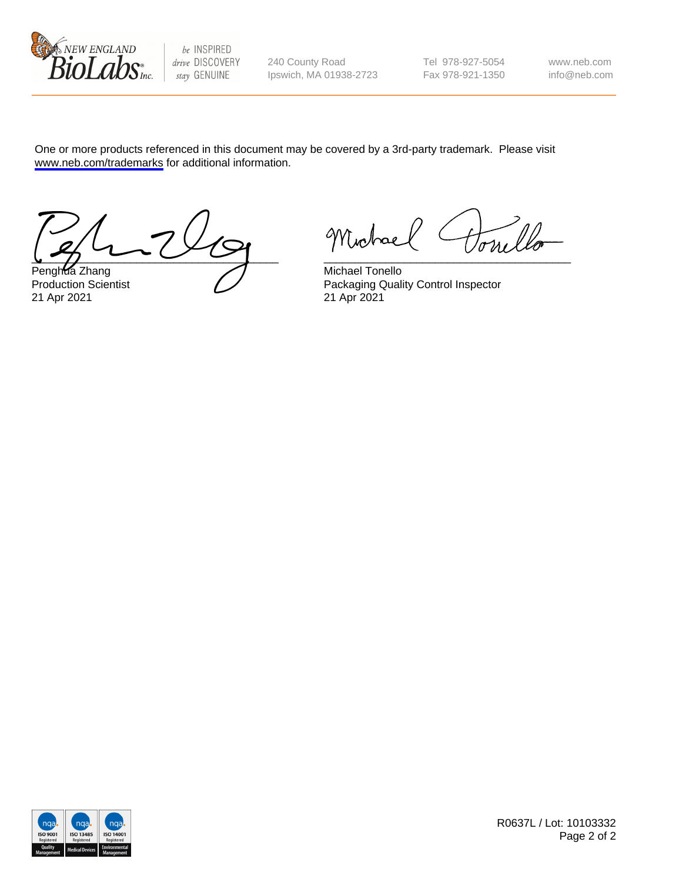One or more products referenced in this document may be covered by a 3rd-party trademark. Please visit www.neb.com/trademarks for additional information.

Penghua Zhang
Production Scientist
21 Apr 2021

Michael Tonello
Packaging Quality Control Inspector
21 Apr 2021

R0637L / Lot: 10103332